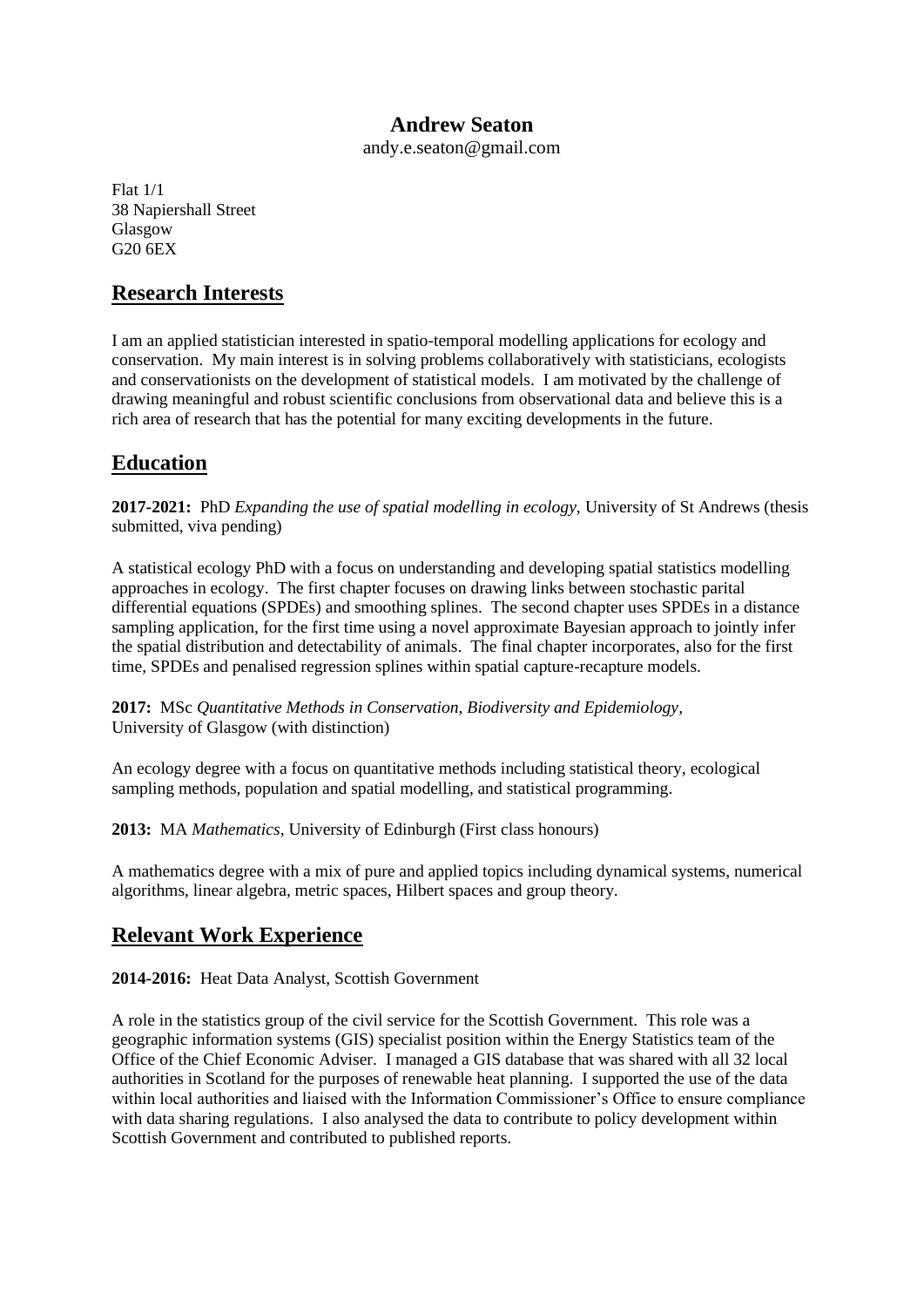# Andrew Seaton

andy.e.seaton@gmail.com

Flat 1/1
38 Napiershall Street
Glasgow
G20 6EX

## Research Interests

I am an applied statistician interested in spatio-temporal modelling applications for ecology and conservation. My main interest is in solving problems collaboratively with statisticians, ecologists and conservationists on the development of statistical models. I am motivated by the challenge of drawing meaningful and robust scientific conclusions from observational data and believe this is a rich area of research that has the potential for many exciting developments in the future.

## Education

**2017-2021:** PhD *Expanding the use of spatial modelling in ecology,* University of St Andrews (thesis submitted, viva pending)

A statistical ecology PhD with a focus on understanding and developing spatial statistics modelling approaches in ecology. The first chapter focuses on drawing links between stochastic parital differential equations (SPDEs) and smoothing splines. The second chapter uses SPDEs in a distance sampling application, for the first time using a novel approximate Bayesian approach to jointly infer the spatial distribution and detectability of animals. The final chapter incorporates, also for the first time, SPDEs and penalised regression splines within spatial capture-recapture models.

**2017:** MSc *Quantitative Methods in Conservation, Biodiversity and Epidemiology,* University of Glasgow (with distinction)

An ecology degree with a focus on quantitative methods including statistical theory, ecological sampling methods, population and spatial modelling, and statistical programming.

**2013:** MA *Mathematics*, University of Edinburgh (First class honours)

A mathematics degree with a mix of pure and applied topics including dynamical systems, numerical algorithms, linear algebra, metric spaces, Hilbert spaces and group theory.

## Relevant Work Experience

**2014-2016:** Heat Data Analyst, Scottish Government

A role in the statistics group of the civil service for the Scottish Government. This role was a geographic information systems (GIS) specialist position within the Energy Statistics team of the Office of the Chief Economic Adviser. I managed a GIS database that was shared with all 32 local authorities in Scotland for the purposes of renewable heat planning. I supported the use of the data within local authorities and liaised with the Information Commissioner's Office to ensure compliance with data sharing regulations. I also analysed the data to contribute to policy development within Scottish Government and contributed to published reports.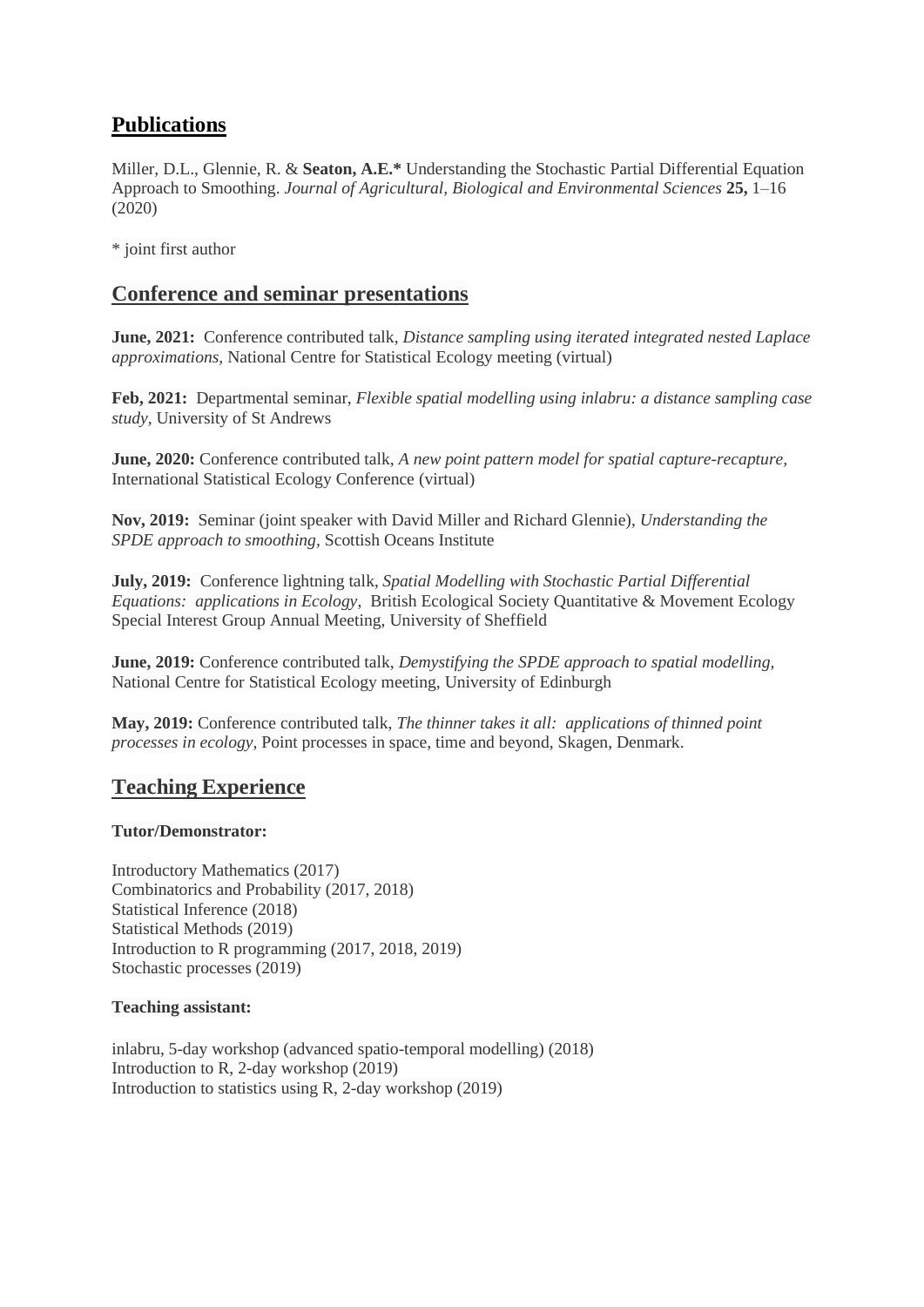## Publications

Miller, D.L., Glennie, R. & **Seaton, A.E.*** Understanding the Stochastic Partial Differential Equation Approach to Smoothing. *Journal of Agricultural, Biological and Environmental Sciences* **25,** 1–16 (2020)

* joint first author

## Conference and seminar presentations

**June, 2021:** Conference contributed talk, *Distance sampling using iterated integrated nested Laplace approximations,* National Centre for Statistical Ecology meeting (virtual)

**Feb, 2021:** Departmental seminar, *Flexible spatial modelling using inlabru: a distance sampling case study,* University of St Andrews

**June, 2020:** Conference contributed talk, *A new point pattern model for spatial capture-recapture,* International Statistical Ecology Conference (virtual)

**Nov, 2019:** Seminar (joint speaker with David Miller and Richard Glennie), *Understanding the SPDE approach to smoothing,* Scottish Oceans Institute

**July, 2019:** Conference lightning talk, *Spatial Modelling with Stochastic Partial Differential Equations: applications in Ecology,* British Ecological Society Quantitative & Movement Ecology Special Interest Group Annual Meeting, University of Sheffield

**June, 2019:** Conference contributed talk, *Demystifying the SPDE approach to spatial modelling,* National Centre for Statistical Ecology meeting, University of Edinburgh

**May, 2019:** Conference contributed talk, *The thinner takes it all: applications of thinned point processes in ecology,* Point processes in space, time and beyond, Skagen, Denmark.

## Teaching Experience

**Tutor/Demonstrator:**

Introductory Mathematics (2017)
Combinatorics and Probability (2017, 2018)
Statistical Inference (2018)
Statistical Methods (2019)
Introduction to R programming (2017, 2018, 2019)
Stochastic processes (2019)

**Teaching assistant:**

inlabru, 5-day workshop (advanced spatio-temporal modelling) (2018)
Introduction to R, 2-day workshop (2019)
Introduction to statistics using R, 2-day workshop (2019)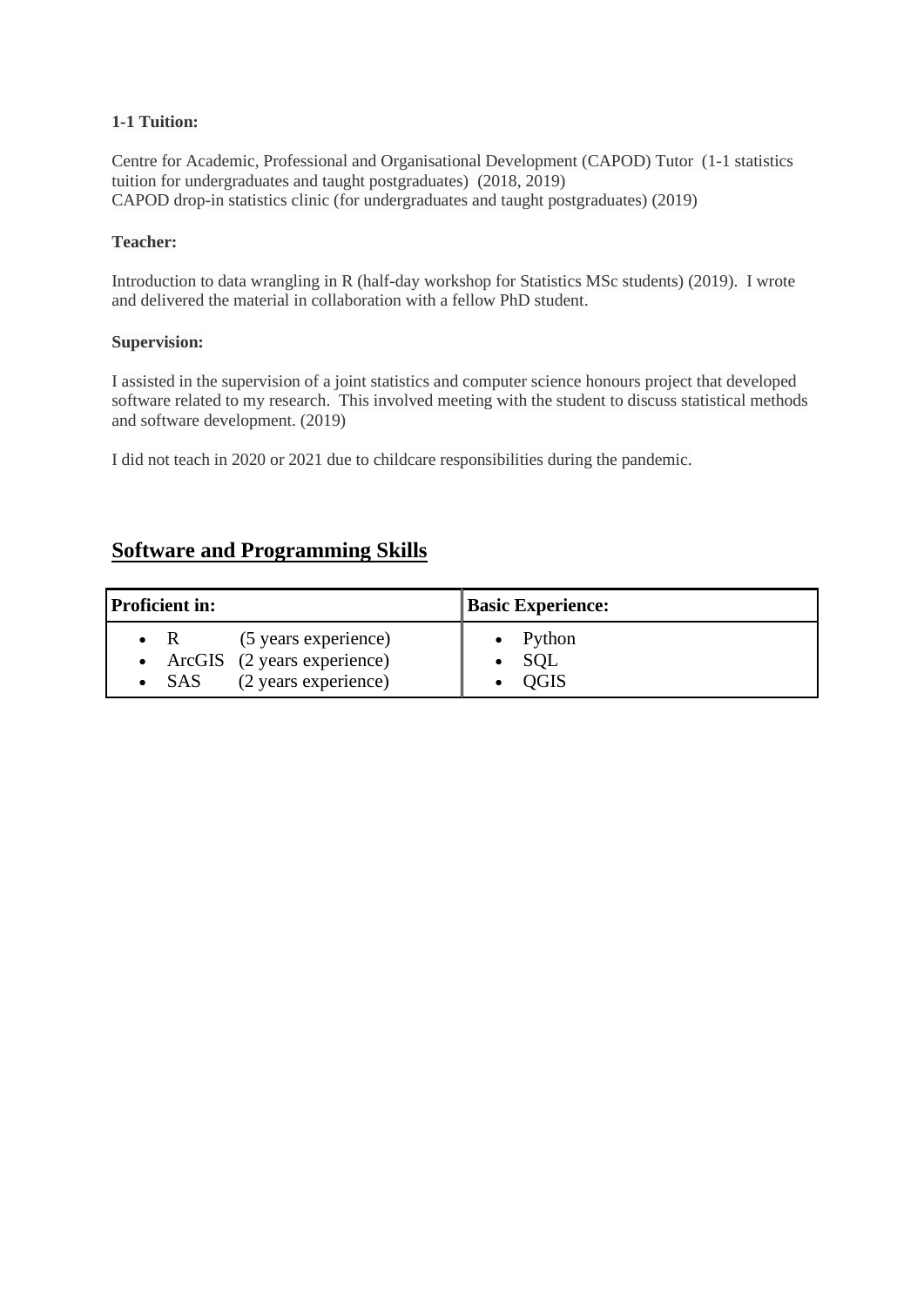**1-1 Tuition:**

Centre for Academic, Professional and Organisational Development (CAPOD) Tutor (1-1 statistics tuition for undergraduates and taught postgraduates) (2018, 2019)
CAPOD drop-in statistics clinic (for undergraduates and taught postgraduates) (2019)

**Teacher:**

Introduction to data wrangling in R (half-day workshop for Statistics MSc students) (2019). I wrote and delivered the material in collaboration with a fellow PhD student.

**Supervision:**

I assisted in the supervision of a joint statistics and computer science honours project that developed software related to my research. This involved meeting with the student to discuss statistical methods and software development. (2019)

I did not teach in 2020 or 2021 due to childcare responsibilities during the pandemic.

## Software and Programming Skills

| **Proficient in:** | **Basic Experience:** |
|---|---|
| • R (5 years experience)<br>• ArcGIS (2 years experience)<br>• SAS (2 years experience) | • Python<br>• SQL<br>• QGIS |